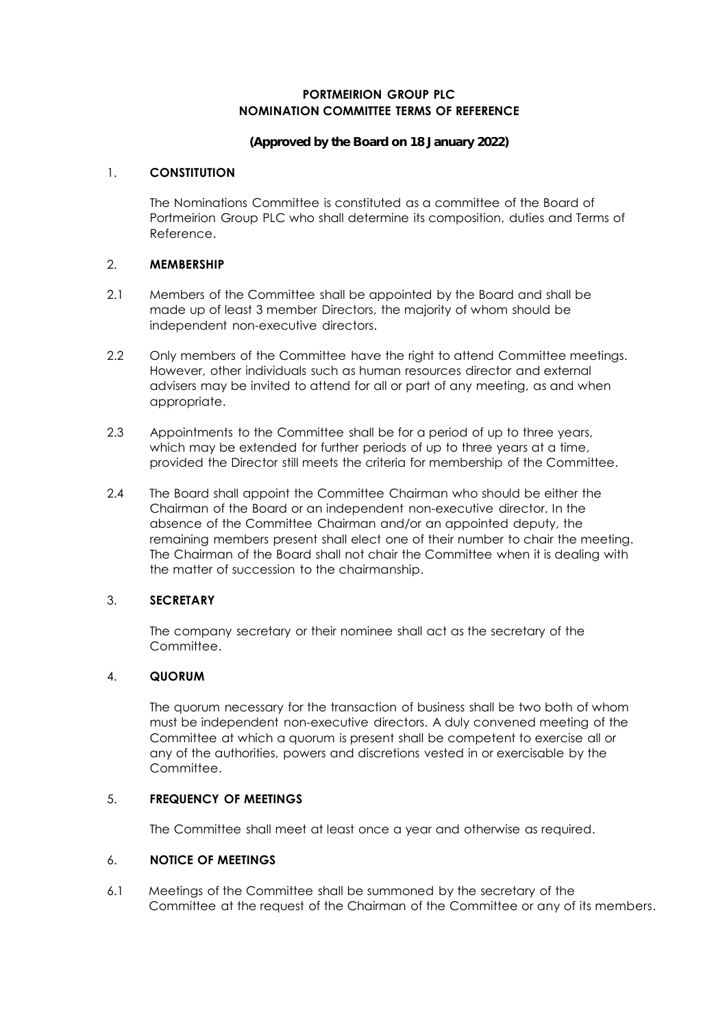**PORTMEIRION GROUP PLC**
**NOMINATION COMMITTEE TERMS OF REFERENCE**

**(Approved by the Board on 18 January 2022)**

## 1. CONSTITUTION

The Nominations Committee is constituted as a committee of the Board of Portmeirion Group PLC who shall determine its composition, duties and Terms of Reference.

## 2. MEMBERSHIP

2.1 Members of the Committee shall be appointed by the Board and shall be made up of least 3 member Directors, the majority of whom should be independent non-executive directors.

2.2 Only members of the Committee have the right to attend Committee meetings. However, other individuals such as human resources director and external advisers may be invited to attend for all or part of any meeting, as and when appropriate.

2.3 Appointments to the Committee shall be for a period of up to three years, which may be extended for further periods of up to three years at a time, provided the Director still meets the criteria for membership of the Committee.

2.4 The Board shall appoint the Committee Chairman who should be either the Chairman of the Board or an independent non-executive director. In the absence of the Committee Chairman and/or an appointed deputy, the remaining members present shall elect one of their number to chair the meeting. The Chairman of the Board shall not chair the Committee when it is dealing with the matter of succession to the chairmanship.

## 3. SECRETARY

The company secretary or their nominee shall act as the secretary of the Committee.

## 4. QUORUM

The quorum necessary for the transaction of business shall be two both of whom must be independent non-executive directors. A duly convened meeting of the Committee at which a quorum is present shall be competent to exercise all or any of the authorities, powers and discretions vested in or exercisable by the Committee.

## 5. FREQUENCY OF MEETINGS

The Committee shall meet at least once a year and otherwise as required.

## 6. NOTICE OF MEETINGS

6.1 Meetings of the Committee shall be summoned by the secretary of the Committee at the request of the Chairman of the Committee or any of its members.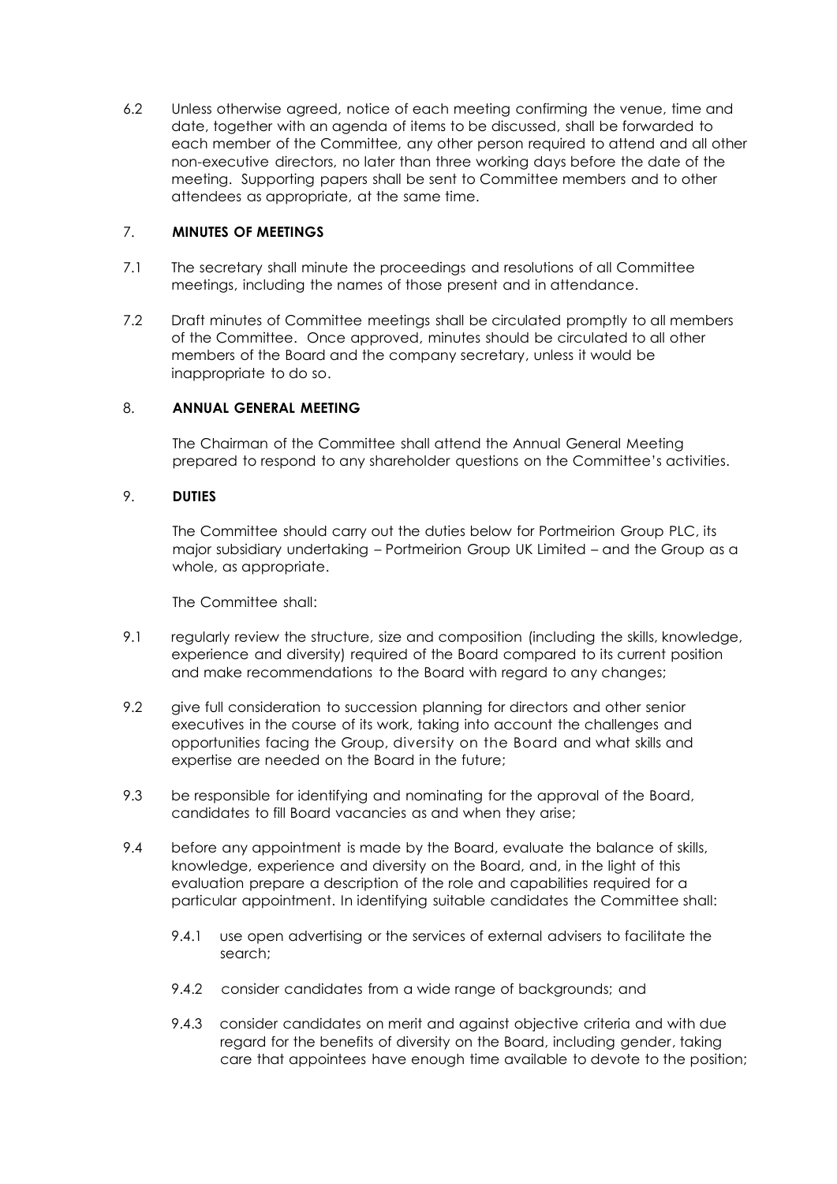6.2 Unless otherwise agreed, notice of each meeting confirming the venue, time and date, together with an agenda of items to be discussed, shall be forwarded to each member of the Committee, any other person required to attend and all other non-executive directors, no later than three working days before the date of the meeting. Supporting papers shall be sent to Committee members and to other attendees as appropriate, at the same time.

## 7. **MINUTES OF MEETINGS**

7.1 The secretary shall minute the proceedings and resolutions of all Committee meetings, including the names of those present and in attendance.

7.2 Draft minutes of Committee meetings shall be circulated promptly to all members of the Committee. Once approved, minutes should be circulated to all other members of the Board and the company secretary, unless it would be inappropriate to do so.

## 8. **ANNUAL GENERAL MEETING**

The Chairman of the Committee shall attend the Annual General Meeting prepared to respond to any shareholder questions on the Committee's activities.

## 9. **DUTIES**

The Committee should carry out the duties below for Portmeirion Group PLC, its major subsidiary undertaking – Portmeirion Group UK Limited – and the Group as a whole, as appropriate.

The Committee shall:

9.1 regularly review the structure, size and composition (including the skills, knowledge, experience and diversity) required of the Board compared to its current position and make recommendations to the Board with regard to any changes;

9.2 give full consideration to succession planning for directors and other senior executives in the course of its work, taking into account the challenges and opportunities facing the Group, diversity on the Board and what skills and expertise are needed on the Board in the future;

9.3 be responsible for identifying and nominating for the approval of the Board, candidates to fill Board vacancies as and when they arise;

9.4 before any appointment is made by the Board, evaluate the balance of skills, knowledge, experience and diversity on the Board, and, in the light of this evaluation prepare a description of the role and capabilities required for a particular appointment. In identifying suitable candidates the Committee shall:

9.4.1 use open advertising or the services of external advisers to facilitate the search;

9.4.2 consider candidates from a wide range of backgrounds; and

9.4.3 consider candidates on merit and against objective criteria and with due regard for the benefits of diversity on the Board, including gender, taking care that appointees have enough time available to devote to the position;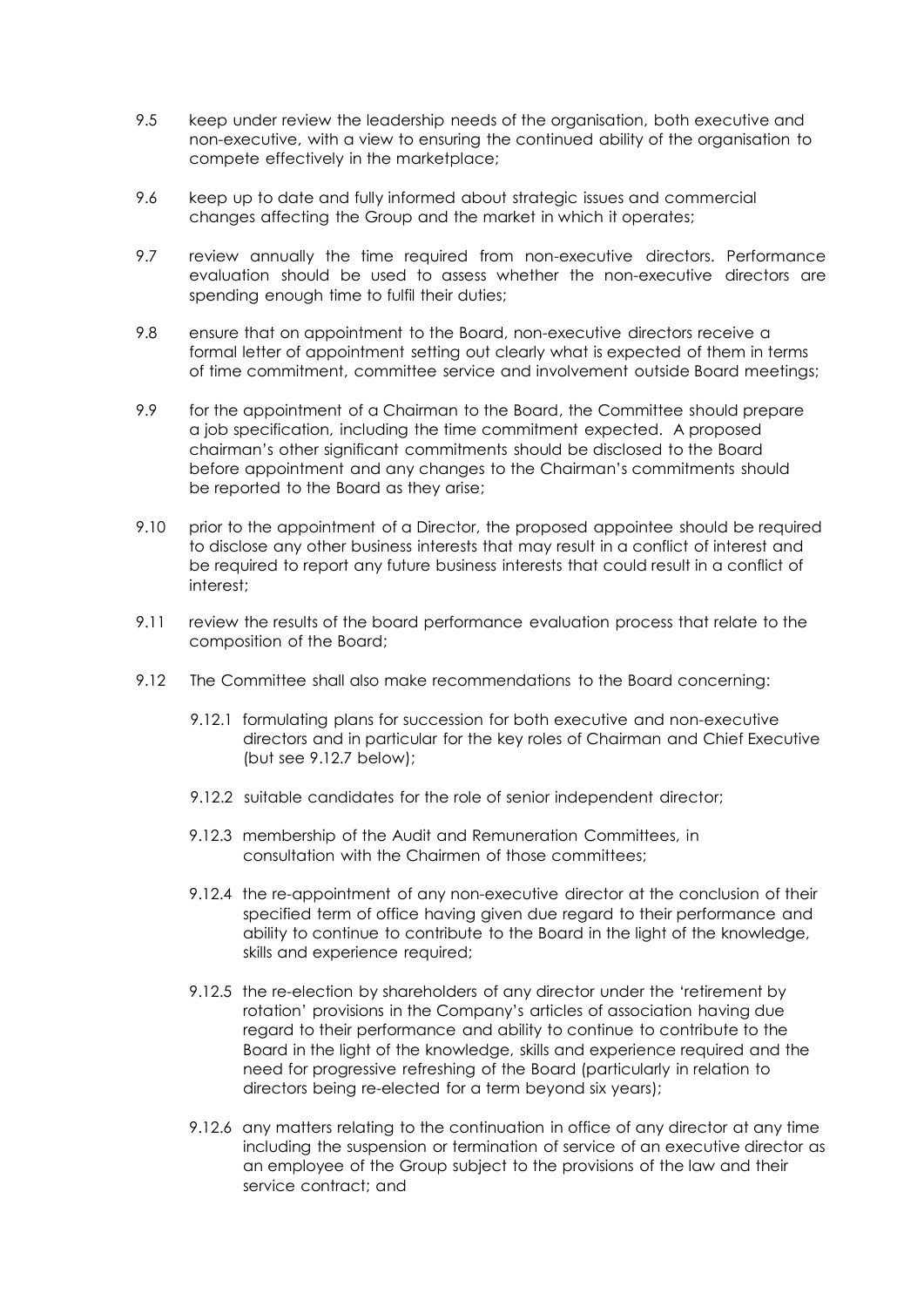9.5 keep under review the leadership needs of the organisation, both executive and non-executive, with a view to ensuring the continued ability of the organisation to compete effectively in the marketplace;

9.6 keep up to date and fully informed about strategic issues and commercial changes affecting the Group and the market in which it operates;

9.7 review annually the time required from non-executive directors. Performance evaluation should be used to assess whether the non-executive directors are spending enough time to fulfil their duties;

9.8 ensure that on appointment to the Board, non-executive directors receive a formal letter of appointment setting out clearly what is expected of them in terms of time commitment, committee service and involvement outside Board meetings;

9.9 for the appointment of a Chairman to the Board, the Committee should prepare a job specification, including the time commitment expected. A proposed chairman's other significant commitments should be disclosed to the Board before appointment and any changes to the Chairman's commitments should be reported to the Board as they arise;

9.10 prior to the appointment of a Director, the proposed appointee should be required to disclose any other business interests that may result in a conflict of interest and be required to report any future business interests that could result in a conflict of interest;

9.11 review the results of the board performance evaluation process that relate to the composition of the Board;

9.12 The Committee shall also make recommendations to the Board concerning:

9.12.1 formulating plans for succession for both executive and non-executive directors and in particular for the key roles of Chairman and Chief Executive (but see 9.12.7 below);

9.12.2 suitable candidates for the role of senior independent director;

9.12.3 membership of the Audit and Remuneration Committees, in consultation with the Chairmen of those committees;

9.12.4 the re-appointment of any non-executive director at the conclusion of their specified term of office having given due regard to their performance and ability to continue to contribute to the Board in the light of the knowledge, skills and experience required;

9.12.5 the re-election by shareholders of any director under the 'retirement by rotation' provisions in the Company's articles of association having due regard to their performance and ability to continue to contribute to the Board in the light of the knowledge, skills and experience required and the need for progressive refreshing of the Board (particularly in relation to directors being re-elected for a term beyond six years);

9.12.6 any matters relating to the continuation in office of any director at any time including the suspension or termination of service of an executive director as an employee of the Group subject to the provisions of the law and their service contract; and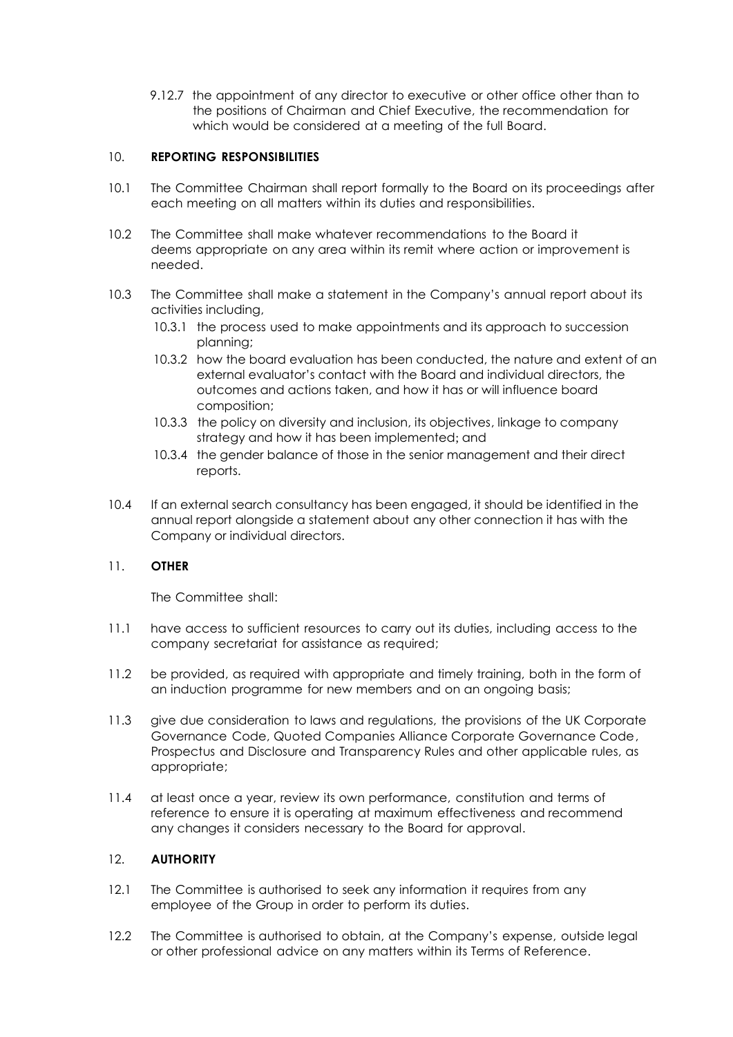9.12.7 the appointment of any director to executive or other office other than to the positions of Chairman and Chief Executive, the recommendation for which would be considered at a meeting of the full Board.

## 10. REPORTING RESPONSIBILITIES

10.1 The Committee Chairman shall report formally to the Board on its proceedings after each meeting on all matters within its duties and responsibilities.

10.2 The Committee shall make whatever recommendations to the Board it deems appropriate on any area within its remit where action or improvement is needed.

10.3 The Committee shall make a statement in the Company's annual report about its activities including,

10.3.1 the process used to make appointments and its approach to succession planning;

10.3.2 how the board evaluation has been conducted, the nature and extent of an external evaluator's contact with the Board and individual directors, the outcomes and actions taken, and how it has or will influence board composition;

10.3.3 the policy on diversity and inclusion, its objectives, linkage to company strategy and how it has been implemented; and

10.3.4 the gender balance of those in the senior management and their direct reports.

10.4 If an external search consultancy has been engaged, it should be identified in the annual report alongside a statement about any other connection it has with the Company or individual directors.

## 11. OTHER

The Committee shall:

11.1 have access to sufficient resources to carry out its duties, including access to the company secretariat for assistance as required;

11.2 be provided, as required with appropriate and timely training, both in the form of an induction programme for new members and on an ongoing basis;

11.3 give due consideration to laws and regulations, the provisions of the UK Corporate Governance Code, Quoted Companies Alliance Corporate Governance Code, Prospectus and Disclosure and Transparency Rules and other applicable rules, as appropriate;

11.4 at least once a year, review its own performance, constitution and terms of reference to ensure it is operating at maximum effectiveness and recommend any changes it considers necessary to the Board for approval.

## 12. AUTHORITY

12.1 The Committee is authorised to seek any information it requires from any employee of the Group in order to perform its duties.

12.2 The Committee is authorised to obtain, at the Company's expense, outside legal or other professional advice on any matters within its Terms of Reference.